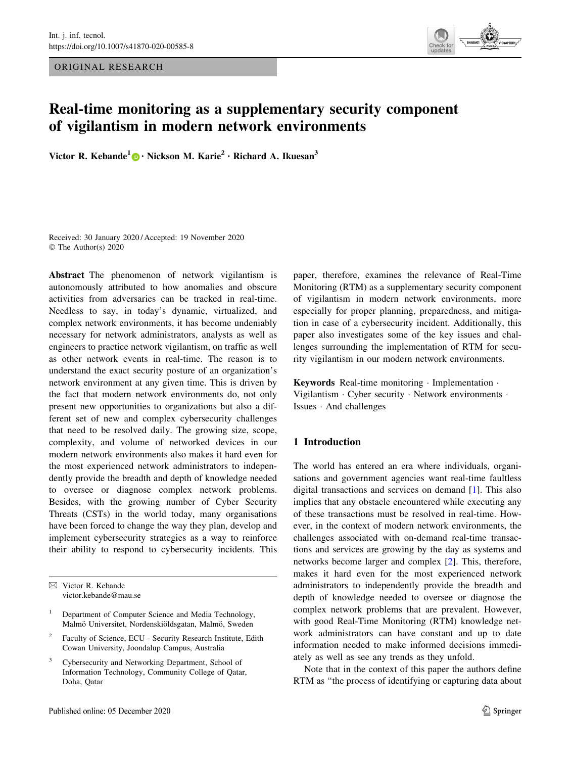ORIGINAL RESEARCH

# Real-time monitoring as a supplementary security component of vigilantism in modern network environments

**Victor R. Kebande[1] · Nickson M. Karie[2] · Richard A. Ikuesan[3]**

Received: 30 January 2020 / Accepted: 19 November 2020
© The Author(s) 2020

**Abstract** The phenomenon of network vigilantism is autonomously attributed to how anomalies and obscure activities from adversaries can be tracked in real-time. Needless to say, in today's dynamic, virtualized, and complex network environments, it has become undeniably necessary for network administrators, analysts as well as engineers to practice network vigilantism, on traffic as well as other network events in real-time. The reason is to understand the exact security posture of an organization's network environment at any given time. This is driven by the fact that modern network environments do, not only present new opportunities to organizations but also a different set of new and complex cybersecurity challenges that need to be resolved daily. The growing size, scope, complexity, and volume of networked devices in our modern network environments also makes it hard even for the most experienced network administrators to independently provide the breadth and depth of knowledge needed to oversee or diagnose complex network problems. Besides, with the growing number of Cyber Security Threats (CSTs) in the world today, many organisations have been forced to change the way they plan, develop and implement cybersecurity strategies as a way to reinforce their ability to respond to cybersecurity incidents. This paper, therefore, examines the relevance of Real-Time Monitoring (RTM) as a supplementary security component of vigilantism in modern network environments, more especially for proper planning, preparedness, and mitigation in case of a cybersecurity incident. Additionally, this paper also investigates some of the key issues and challenges surrounding the implementation of RTM for security vigilantism in our modern network environments.

**Keywords** Real-time monitoring · Implementation · Vigilantism · Cyber security · Network environments · Issues · And challenges

✉ Victor R. Kebande
victor.kebande@mau.se

[1] Department of Computer Science and Media Technology, Malmö Universitet, Nordenskiöldsgatan, Malmö, Sweden

[2] Faculty of Science, ECU - Security Research Institute, Edith Cowan University, Joondalup Campus, Australia

[3] Cybersecurity and Networking Department, School of Information Technology, Community College of Qatar, Doha, Qatar

## 1 Introduction

The world has entered an era where individuals, organisations and government agencies want real-time faultless digital transactions and services on demand [1]. This also implies that any obstacle encountered while executing any of these transactions must be resolved in real-time. However, in the context of modern network environments, the challenges associated with on-demand real-time transactions and services are growing by the day as systems and networks become larger and complex [2]. This, therefore, makes it hard even for the most experienced network administrators to independently provide the breadth and depth of knowledge needed to oversee or diagnose the complex network problems that are prevalent. However, with good Real-Time Monitoring (RTM) knowledge network administrators can have constant and up to date information needed to make informed decisions immediately as well as see any trends as they unfold.

Note that in the context of this paper the authors define RTM as "the process of identifying or capturing data about

Published online: 05 December 2020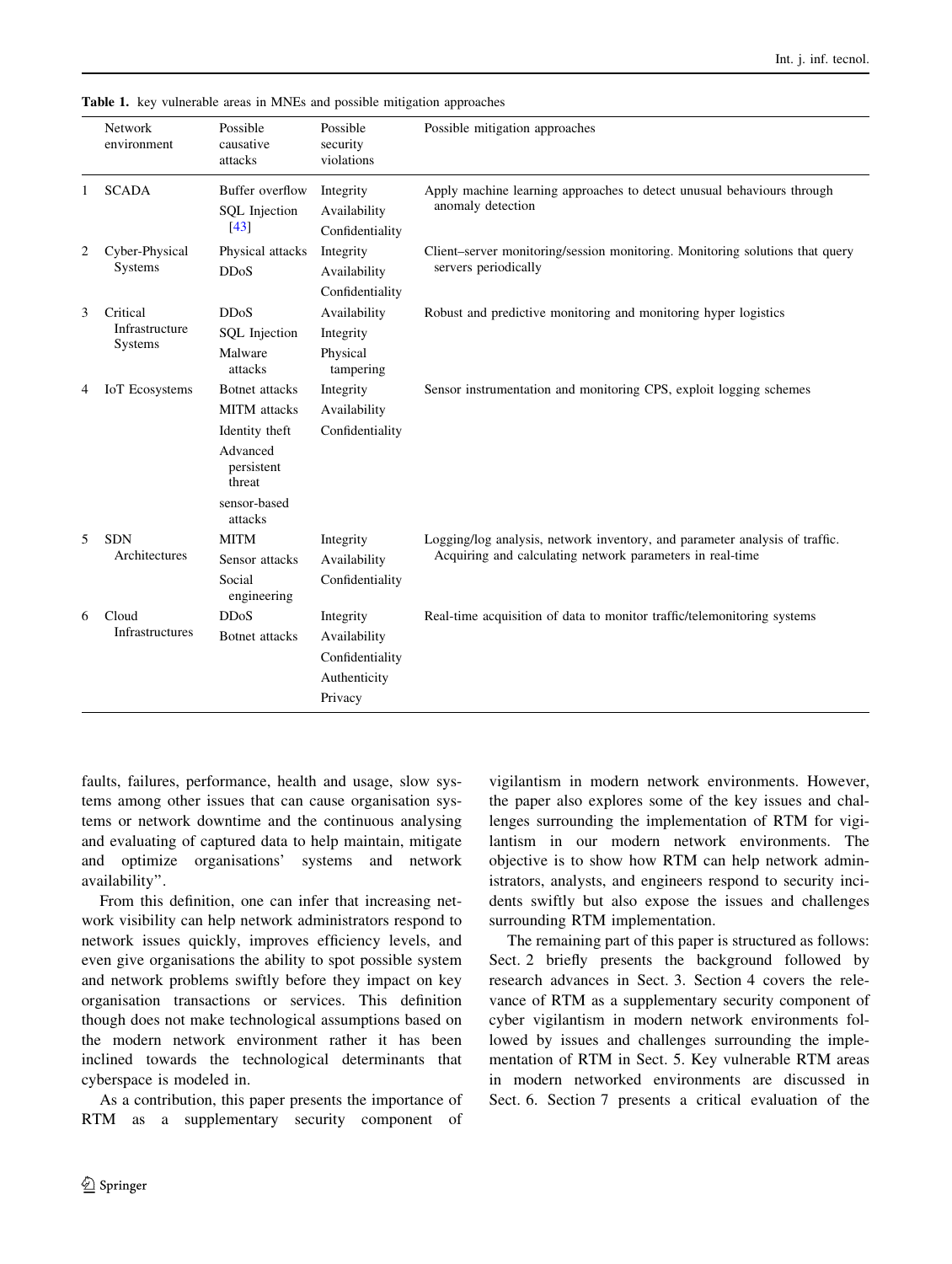**Table 1.** key vulnerable areas in MNEs and possible mitigation approaches

| | Network environment | Possible causative attacks | Possible security violations | Possible mitigation approaches |
|---|---|---|---|---|
| 1 | SCADA | Buffer overflow<br>SQL Injection [43] | Integrity<br>Availability<br>Confidentiality | Apply machine learning approaches to detect unusual behaviours through anomaly detection |
| 2 | Cyber-Physical Systems | Physical attacks<br>DDoS | Integrity<br>Availability<br>Confidentiality | Client–server monitoring/session monitoring. Monitoring solutions that query servers periodically |
| 3 | Critical Infrastructure Systems | DDoS<br>SQL Injection<br>Malware attacks | Availability<br>Integrity<br>Physical tampering | Robust and predictive monitoring and monitoring hyper logistics |
| 4 | IoT Ecosystems | Botnet attacks<br>MITM attacks<br>Identity theft<br>Advanced persistent threat<br>sensor-based attacks | Integrity<br>Availability<br>Confidentiality | Sensor instrumentation and monitoring CPS, exploit logging schemes |
| 5 | SDN Architectures | MITM<br>Sensor attacks<br>Social engineering | Integrity<br>Availability<br>Confidentiality | Logging/log analysis, network inventory, and parameter analysis of traffic. Acquiring and calculating network parameters in real-time |
| 6 | Cloud Infrastructures | DDoS<br>Botnet attacks | Integrity<br>Availability<br>Confidentiality<br>Authenticity<br>Privacy | Real-time acquisition of data to monitor traffic/telemonitoring systems |

faults, failures, performance, health and usage, slow systems among other issues that can cause organisation systems or network downtime and the continuous analysing and evaluating of captured data to help maintain, mitigate and optimize organisations' systems and network availability".

From this definition, one can infer that increasing network visibility can help network administrators respond to network issues quickly, improves efficiency levels, and even give organisations the ability to spot possible system and network problems swiftly before they impact on key organisation transactions or services. This definition though does not make technological assumptions based on the modern network environment rather it has been inclined towards the technological determinants that cyberspace is modeled in.

As a contribution, this paper presents the importance of RTM as a supplementary security component of vigilantism in modern network environments. However, the paper also explores some of the key issues and challenges surrounding the implementation of RTM for vigilantism in our modern network environments. The objective is to show how RTM can help network administrators, analysts, and engineers respond to security incidents swiftly but also expose the issues and challenges surrounding RTM implementation.

The remaining part of this paper is structured as follows: Sect. 2 briefly presents the background followed by research advances in Sect. 3. Section 4 covers the relevance of RTM as a supplementary security component of cyber vigilantism in modern network environments followed by issues and challenges surrounding the implementation of RTM in Sect. 5. Key vulnerable RTM areas in modern networked environments are discussed in Sect. 6. Section 7 presents a critical evaluation of the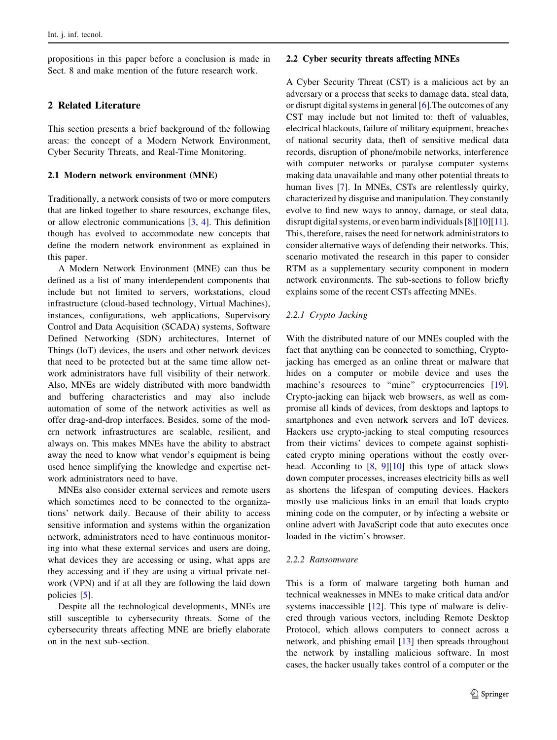propositions in this paper before a conclusion is made in Sect. 8 and make mention of the future research work.

## 2 Related Literature

This section presents a brief background of the following areas: the concept of a Modern Network Environment, Cyber Security Threats, and Real-Time Monitoring.

### 2.1 Modern network environment (MNE)

Traditionally, a network consists of two or more computers that are linked together to share resources, exchange files, or allow electronic communications [3, 4]. This definition though has evolved to accommodate new concepts that define the modern network environment as explained in this paper.

A Modern Network Environment (MNE) can thus be defined as a list of many interdependent components that include but not limited to servers, workstations, cloud infrastructure (cloud-based technology, Virtual Machines), instances, configurations, web applications, Supervisory Control and Data Acquisition (SCADA) systems, Software Defined Networking (SDN) architectures, Internet of Things (IoT) devices, the users and other network devices that need to be protected but at the same time allow network administrators have full visibility of their network. Also, MNEs are widely distributed with more bandwidth and buffering characteristics and may also include automation of some of the network activities as well as offer drag-and-drop interfaces. Besides, some of the modern network infrastructures are scalable, resilient, and always on. This makes MNEs have the ability to abstract away the need to know what vendor's equipment is being used hence simplifying the knowledge and expertise network administrators need to have.

MNEs also consider external services and remote users which sometimes need to be connected to the organizations' network daily. Because of their ability to access sensitive information and systems within the organization network, administrators need to have continuous monitoring into what these external services and users are doing, what devices they are accessing or using, what apps are they accessing and if they are using a virtual private network (VPN) and if at all they are following the laid down policies [5].

Despite all the technological developments, MNEs are still susceptible to cybersecurity threats. Some of the cybersecurity threats affecting MNE are briefly elaborate on in the next sub-section.

### 2.2 Cyber security threats affecting MNEs

A Cyber Security Threat (CST) is a malicious act by an adversary or a process that seeks to damage data, steal data, or disrupt digital systems in general [6].The outcomes of any CST may include but not limited to: theft of valuables, electrical blackouts, failure of military equipment, breaches of national security data, theft of sensitive medical data records, disruption of phone/mobile networks, interference with computer networks or paralyse computer systems making data unavailable and many other potential threats to human lives [7]. In MNEs, CSTs are relentlessly quirky, characterized by disguise and manipulation. They constantly evolve to find new ways to annoy, damage, or steal data, disrupt digital systems, or even harm individuals [8][10][11]. This, therefore, raises the need for network administrators to consider alternative ways of defending their networks. This, scenario motivated the research in this paper to consider RTM as a supplementary security component in modern network environments. The sub-sections to follow briefly explains some of the recent CSTs affecting MNEs.

#### 2.2.1 *Crypto Jacking*

With the distributed nature of our MNEs coupled with the fact that anything can be connected to something, Crypto-jacking has emerged as an online threat or malware that hides on a computer or mobile device and uses the machine's resources to "mine" cryptocurrencies [19]. Crypto-jacking can hijack web browsers, as well as compromise all kinds of devices, from desktops and laptops to smartphones and even network servers and IoT devices. Hackers use crypto-jacking to steal computing resources from their victims' devices to compete against sophisticated crypto mining operations without the costly overhead. According to [8, 9][10] this type of attack slows down computer processes, increases electricity bills as well as shortens the lifespan of computing devices. Hackers mostly use malicious links in an email that loads crypto mining code on the computer, or by infecting a website or online advert with JavaScript code that auto executes once loaded in the victim's browser.

#### 2.2.2 *Ransomware*

This is a form of malware targeting both human and technical weaknesses in MNEs to make critical data and/or systems inaccessible [12]. This type of malware is delivered through various vectors, including Remote Desktop Protocol, which allows computers to connect across a network, and phishing email [13] then spreads throughout the network by installing malicious software. In most cases, the hacker usually takes control of a computer or the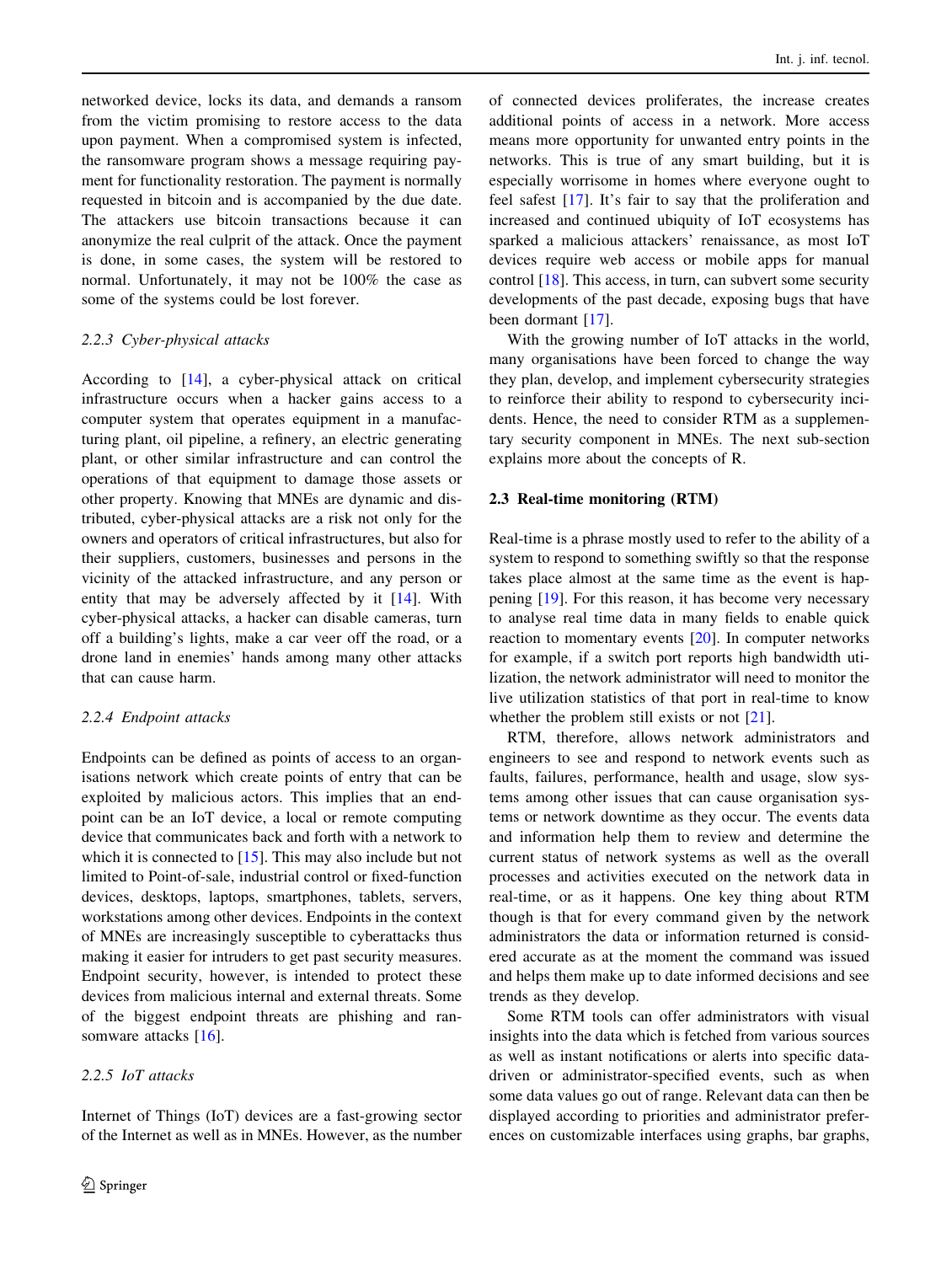networked device, locks its data, and demands a ransom from the victim promising to restore access to the data upon payment. When a compromised system is infected, the ransomware program shows a message requiring payment for functionality restoration. The payment is normally requested in bitcoin and is accompanied by the due date. The attackers use bitcoin transactions because it can anonymize the real culprit of the attack. Once the payment is done, in some cases, the system will be restored to normal. Unfortunately, it may not be 100% the case as some of the systems could be lost forever.

#### 2.2.3 Cyber-physical attacks

According to [14], a cyber-physical attack on critical infrastructure occurs when a hacker gains access to a computer system that operates equipment in a manufacturing plant, oil pipeline, a refinery, an electric generating plant, or other similar infrastructure and can control the operations of that equipment to damage those assets or other property. Knowing that MNEs are dynamic and distributed, cyber-physical attacks are a risk not only for the owners and operators of critical infrastructures, but also for their suppliers, customers, businesses and persons in the vicinity of the attacked infrastructure, and any person or entity that may be adversely affected by it [14]. With cyber-physical attacks, a hacker can disable cameras, turn off a building's lights, make a car veer off the road, or a drone land in enemies' hands among many other attacks that can cause harm.

#### 2.2.4 Endpoint attacks

Endpoints can be defined as points of access to an organisations network which create points of entry that can be exploited by malicious actors. This implies that an endpoint can be an IoT device, a local or remote computing device that communicates back and forth with a network to which it is connected to [15]. This may also include but not limited to Point-of-sale, industrial control or fixed-function devices, desktops, laptops, smartphones, tablets, servers, workstations among other devices. Endpoints in the context of MNEs are increasingly susceptible to cyberattacks thus making it easier for intruders to get past security measures. Endpoint security, however, is intended to protect these devices from malicious internal and external threats. Some of the biggest endpoint threats are phishing and ransomware attacks [16].

#### 2.2.5 IoT attacks

Internet of Things (IoT) devices are a fast-growing sector of the Internet as well as in MNEs. However, as the number of connected devices proliferates, the increase creates additional points of access in a network. More access means more opportunity for unwanted entry points in the networks. This is true of any smart building, but it is especially worrisome in homes where everyone ought to feel safest [17]. It's fair to say that the proliferation and increased and continued ubiquity of IoT ecosystems has sparked a malicious attackers' renaissance, as most IoT devices require web access or mobile apps for manual control [18]. This access, in turn, can subvert some security developments of the past decade, exposing bugs that have been dormant [17].

With the growing number of IoT attacks in the world, many organisations have been forced to change the way they plan, develop, and implement cybersecurity strategies to reinforce their ability to respond to cybersecurity incidents. Hence, the need to consider RTM as a supplementary security component in MNEs. The next sub-section explains more about the concepts of R.

### 2.3 Real-time monitoring (RTM)

Real-time is a phrase mostly used to refer to the ability of a system to respond to something swiftly so that the response takes place almost at the same time as the event is happening [19]. For this reason, it has become very necessary to analyse real time data in many fields to enable quick reaction to momentary events [20]. In computer networks for example, if a switch port reports high bandwidth utilization, the network administrator will need to monitor the live utilization statistics of that port in real-time to know whether the problem still exists or not [21].

RTM, therefore, allows network administrators and engineers to see and respond to network events such as faults, failures, performance, health and usage, slow systems among other issues that can cause organisation systems or network downtime as they occur. The events data and information help them to review and determine the current status of network systems as well as the overall processes and activities executed on the network data in real-time, or as it happens. One key thing about RTM though is that for every command given by the network administrators the data or information returned is considered accurate as at the moment the command was issued and helps them make up to date informed decisions and see trends as they develop.

Some RTM tools can offer administrators with visual insights into the data which is fetched from various sources as well as instant notifications or alerts into specific data-driven or administrator-specified events, such as when some data values go out of range. Relevant data can then be displayed according to priorities and administrator preferences on customizable interfaces using graphs, bar graphs,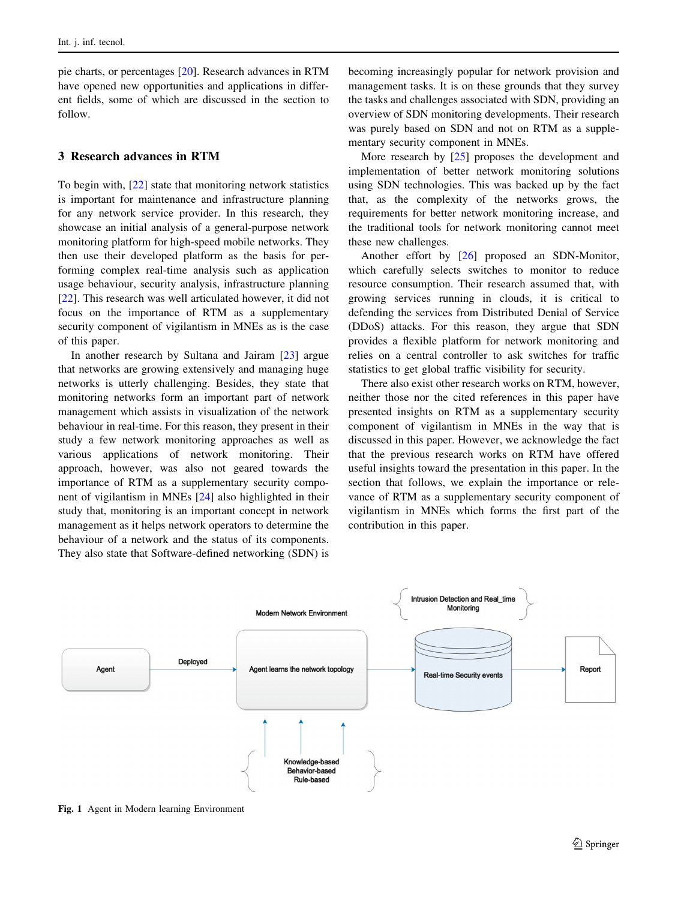pie charts, or percentages [20]. Research advances in RTM have opened new opportunities and applications in different fields, some of which are discussed in the section to follow.

## 3 Research advances in RTM

To begin with, [22] state that monitoring network statistics is important for maintenance and infrastructure planning for any network service provider. In this research, they showcase an initial analysis of a general-purpose network monitoring platform for high-speed mobile networks. They then use their developed platform as the basis for performing complex real-time analysis such as application usage behaviour, security analysis, infrastructure planning [22]. This research was well articulated however, it did not focus on the importance of RTM as a supplementary security component of vigilantism in MNEs as is the case of this paper.

In another research by Sultana and Jairam [23] argue that networks are growing extensively and managing huge networks is utterly challenging. Besides, they state that monitoring networks form an important part of network management which assists in visualization of the network behaviour in real-time. For this reason, they present in their study a few network monitoring approaches as well as various applications of network monitoring. Their approach, however, was also not geared towards the importance of RTM as a supplementary security component of vigilantism in MNEs [24] also highlighted in their study that, monitoring is an important concept in network management as it helps network operators to determine the behaviour of a network and the status of its components. They also state that Software-defined networking (SDN) is becoming increasingly popular for network provision and management tasks. It is on these grounds that they survey the tasks and challenges associated with SDN, providing an overview of SDN monitoring developments. Their research was purely based on SDN and not on RTM as a supplementary security component in MNEs.

More research by [25] proposes the development and implementation of better network monitoring solutions using SDN technologies. This was backed up by the fact that, as the complexity of the networks grows, the requirements for better network monitoring increase, and the traditional tools for network monitoring cannot meet these new challenges.

Another effort by [26] proposed an SDN-Monitor, which carefully selects switches to monitor to reduce resource consumption. Their research assumed that, with growing services running in clouds, it is critical to defending the services from Distributed Denial of Service (DDoS) attacks. For this reason, they argue that SDN provides a flexible platform for network monitoring and relies on a central controller to ask switches for traffic statistics to get global traffic visibility for security.

There also exist other research works on RTM, however, neither those nor the cited references in this paper have presented insights on RTM as a supplementary security component of vigilantism in MNEs in the way that is discussed in this paper. However, we acknowledge the fact that the previous research works on RTM have offered useful insights toward the presentation in this paper. In the section that follows, we explain the importance or relevance of RTM as a supplementary security component of vigilantism in MNEs which forms the first part of the contribution in this paper.

Intrusion Detection and Real_time Monitoring

Modern Network Environment

Agent

Deployed

Agent learns the network topology

Real-time Security events

Report

Knowledge-based
Behavior-based
Rule-based

**Fig. 1** Agent in Modern learning Environment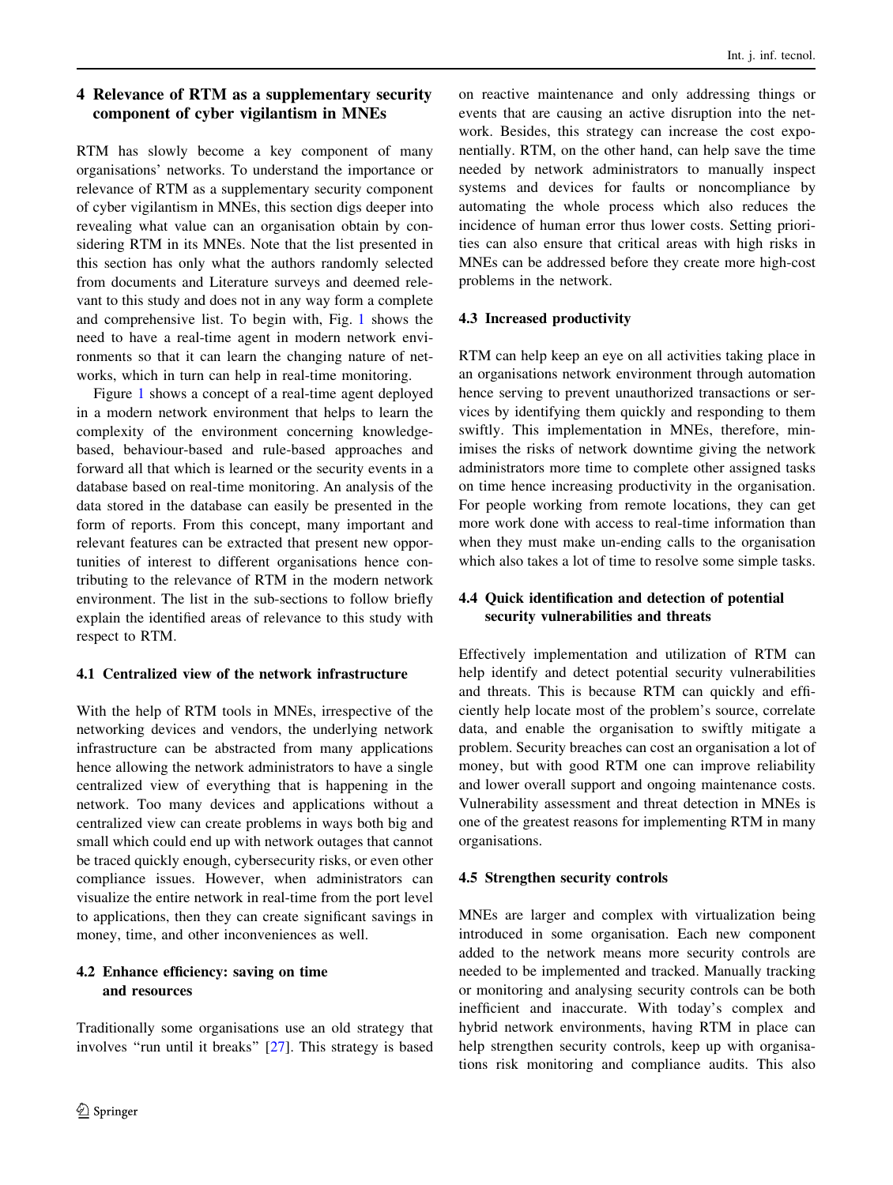## 4 Relevance of RTM as a supplementary security component of cyber vigilantism in MNEs

RTM has slowly become a key component of many organisations' networks. To understand the importance or relevance of RTM as a supplementary security component of cyber vigilantism in MNEs, this section digs deeper into revealing what value can an organisation obtain by considering RTM in its MNEs. Note that the list presented in this section has only what the authors randomly selected from documents and Literature surveys and deemed relevant to this study and does not in any way form a complete and comprehensive list. To begin with, Fig. 1 shows the need to have a real-time agent in modern network environments so that it can learn the changing nature of networks, which in turn can help in real-time monitoring.

Figure 1 shows a concept of a real-time agent deployed in a modern network environment that helps to learn the complexity of the environment concerning knowledge-based, behaviour-based and rule-based approaches and forward all that which is learned or the security events in a database based on real-time monitoring. An analysis of the data stored in the database can easily be presented in the form of reports. From this concept, many important and relevant features can be extracted that present new opportunities of interest to different organisations hence contributing to the relevance of RTM in the modern network environment. The list in the sub-sections to follow briefly explain the identified areas of relevance to this study with respect to RTM.

### 4.1 Centralized view of the network infrastructure

With the help of RTM tools in MNEs, irrespective of the networking devices and vendors, the underlying network infrastructure can be abstracted from many applications hence allowing the network administrators to have a single centralized view of everything that is happening in the network. Too many devices and applications without a centralized view can create problems in ways both big and small which could end up with network outages that cannot be traced quickly enough, cybersecurity risks, or even other compliance issues. However, when administrators can visualize the entire network in real-time from the port level to applications, then they can create significant savings in money, time, and other inconveniences as well.

### 4.2 Enhance efficiency: saving on time and resources

Traditionally some organisations use an old strategy that involves "run until it breaks" [27]. This strategy is based on reactive maintenance and only addressing things or events that are causing an active disruption into the network. Besides, this strategy can increase the cost exponentially. RTM, on the other hand, can help save the time needed by network administrators to manually inspect systems and devices for faults or noncompliance by automating the whole process which also reduces the incidence of human error thus lower costs. Setting priorities can also ensure that critical areas with high risks in MNEs can be addressed before they create more high-cost problems in the network.

### 4.3 Increased productivity

RTM can help keep an eye on all activities taking place in an organisations network environment through automation hence serving to prevent unauthorized transactions or services by identifying them quickly and responding to them swiftly. This implementation in MNEs, therefore, minimises the risks of network downtime giving the network administrators more time to complete other assigned tasks on time hence increasing productivity in the organisation. For people working from remote locations, they can get more work done with access to real-time information than when they must make un-ending calls to the organisation which also takes a lot of time to resolve some simple tasks.

### 4.4 Quick identification and detection of potential security vulnerabilities and threats

Effectively implementation and utilization of RTM can help identify and detect potential security vulnerabilities and threats. This is because RTM can quickly and efficiently help locate most of the problem's source, correlate data, and enable the organisation to swiftly mitigate a problem. Security breaches can cost an organisation a lot of money, but with good RTM one can improve reliability and lower overall support and ongoing maintenance costs. Vulnerability assessment and threat detection in MNEs is one of the greatest reasons for implementing RTM in many organisations.

### 4.5 Strengthen security controls

MNEs are larger and complex with virtualization being introduced in some organisation. Each new component added to the network means more security controls are needed to be implemented and tracked. Manually tracking or monitoring and analysing security controls can be both inefficient and inaccurate. With today's complex and hybrid network environments, having RTM in place can help strengthen security controls, keep up with organisations risk monitoring and compliance audits. This also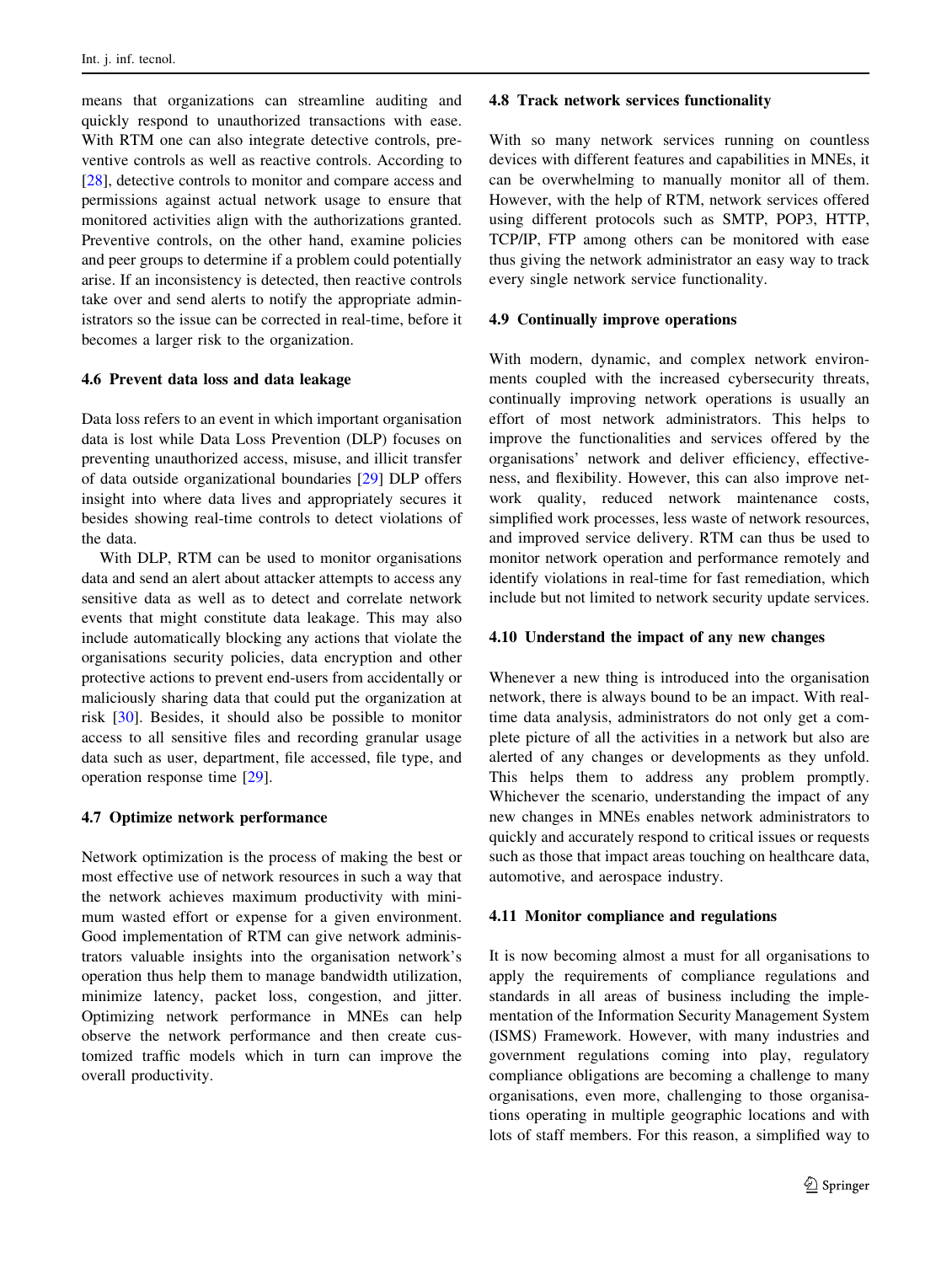means that organizations can streamline auditing and quickly respond to unauthorized transactions with ease. With RTM one can also integrate detective controls, preventive controls as well as reactive controls. According to [28], detective controls to monitor and compare access and permissions against actual network usage to ensure that monitored activities align with the authorizations granted. Preventive controls, on the other hand, examine policies and peer groups to determine if a problem could potentially arise. If an inconsistency is detected, then reactive controls take over and send alerts to notify the appropriate administrators so the issue can be corrected in real-time, before it becomes a larger risk to the organization.

### 4.6 Prevent data loss and data leakage

Data loss refers to an event in which important organisation data is lost while Data Loss Prevention (DLP) focuses on preventing unauthorized access, misuse, and illicit transfer of data outside organizational boundaries [29] DLP offers insight into where data lives and appropriately secures it besides showing real-time controls to detect violations of the data.

With DLP, RTM can be used to monitor organisations data and send an alert about attacker attempts to access any sensitive data as well as to detect and correlate network events that might constitute data leakage. This may also include automatically blocking any actions that violate the organisations security policies, data encryption and other protective actions to prevent end-users from accidentally or maliciously sharing data that could put the organization at risk [30]. Besides, it should also be possible to monitor access to all sensitive files and recording granular usage data such as user, department, file accessed, file type, and operation response time [29].

### 4.7 Optimize network performance

Network optimization is the process of making the best or most effective use of network resources in such a way that the network achieves maximum productivity with minimum wasted effort or expense for a given environment. Good implementation of RTM can give network administrators valuable insights into the organisation network's operation thus help them to manage bandwidth utilization, minimize latency, packet loss, congestion, and jitter. Optimizing network performance in MNEs can help observe the network performance and then create customized traffic models which in turn can improve the overall productivity.

### 4.8 Track network services functionality

With so many network services running on countless devices with different features and capabilities in MNEs, it can be overwhelming to manually monitor all of them. However, with the help of RTM, network services offered using different protocols such as SMTP, POP3, HTTP, TCP/IP, FTP among others can be monitored with ease thus giving the network administrator an easy way to track every single network service functionality.

### 4.9 Continually improve operations

With modern, dynamic, and complex network environments coupled with the increased cybersecurity threats, continually improving network operations is usually an effort of most network administrators. This helps to improve the functionalities and services offered by the organisations' network and deliver efficiency, effectiveness, and flexibility. However, this can also improve network quality, reduced network maintenance costs, simplified work processes, less waste of network resources, and improved service delivery. RTM can thus be used to monitor network operation and performance remotely and identify violations in real-time for fast remediation, which include but not limited to network security update services.

### 4.10 Understand the impact of any new changes

Whenever a new thing is introduced into the organisation network, there is always bound to be an impact. With real-time data analysis, administrators do not only get a complete picture of all the activities in a network but also are alerted of any changes or developments as they unfold. This helps them to address any problem promptly. Whichever the scenario, understanding the impact of any new changes in MNEs enables network administrators to quickly and accurately respond to critical issues or requests such as those that impact areas touching on healthcare data, automotive, and aerospace industry.

### 4.11 Monitor compliance and regulations

It is now becoming almost a must for all organisations to apply the requirements of compliance regulations and standards in all areas of business including the implementation of the Information Security Management System (ISMS) Framework. However, with many industries and government regulations coming into play, regulatory compliance obligations are becoming a challenge to many organisations, even more, challenging to those organisations operating in multiple geographic locations and with lots of staff members. For this reason, a simplified way to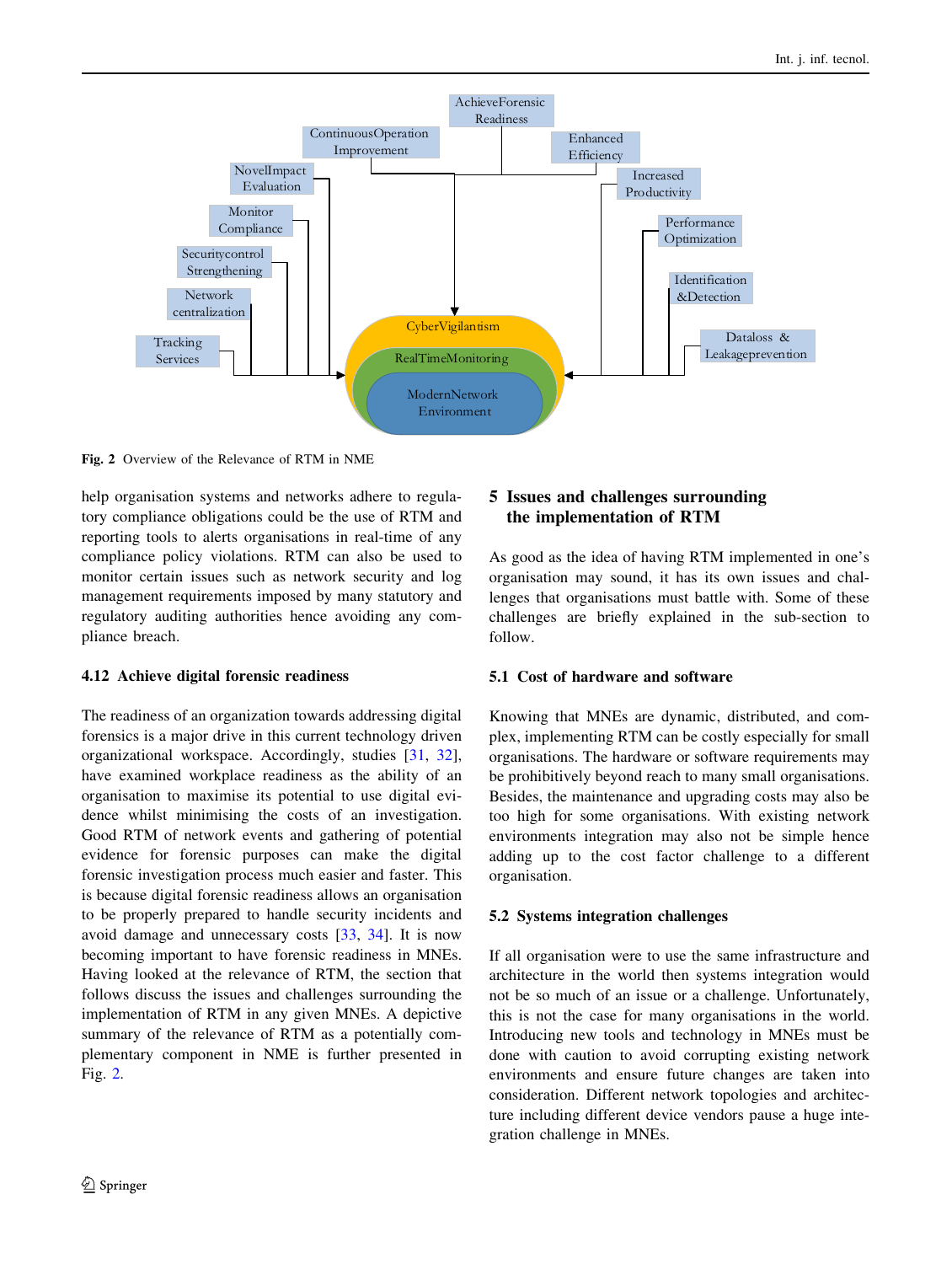Fig. 2 Overview of the Relevance of RTM in NME

help organisation systems and networks adhere to regulatory compliance obligations could be the use of RTM and reporting tools to alerts organisations in real-time of any compliance policy violations. RTM can also be used to monitor certain issues such as network security and log management requirements imposed by many statutory and regulatory auditing authorities hence avoiding any compliance breach.

### 4.12 Achieve digital forensic readiness

The readiness of an organization towards addressing digital forensics is a major drive in this current technology driven organizational workspace. Accordingly, studies [31, 32], have examined workplace readiness as the ability of an organisation to maximise its potential to use digital evidence whilst minimising the costs of an investigation. Good RTM of network events and gathering of potential evidence for forensic purposes can make the digital forensic investigation process much easier and faster. This is because digital forensic readiness allows an organisation to be properly prepared to handle security incidents and avoid damage and unnecessary costs [33, 34]. It is now becoming important to have forensic readiness in MNEs. Having looked at the relevance of RTM, the section that follows discuss the issues and challenges surrounding the implementation of RTM in any given MNEs. A depictive summary of the relevance of RTM as a potentially complementary component in NME is further presented in Fig. 2.

## 5 Issues and challenges surrounding the implementation of RTM

As good as the idea of having RTM implemented in one's organisation may sound, it has its own issues and challenges that organisations must battle with. Some of these challenges are briefly explained in the sub-section to follow.

### 5.1 Cost of hardware and software

Knowing that MNEs are dynamic, distributed, and complex, implementing RTM can be costly especially for small organisations. The hardware or software requirements may be prohibitively beyond reach to many small organisations. Besides, the maintenance and upgrading costs may also be too high for some organisations. With existing network environments integration may also not be simple hence adding up to the cost factor challenge to a different organisation.

### 5.2 Systems integration challenges

If all organisation were to use the same infrastructure and architecture in the world then systems integration would not be so much of an issue or a challenge. Unfortunately, this is not the case for many organisations in the world. Introducing new tools and technology in MNEs must be done with caution to avoid corrupting existing network environments and ensure future changes are taken into consideration. Different network topologies and architecture including different device vendors pause a huge integration challenge in MNEs.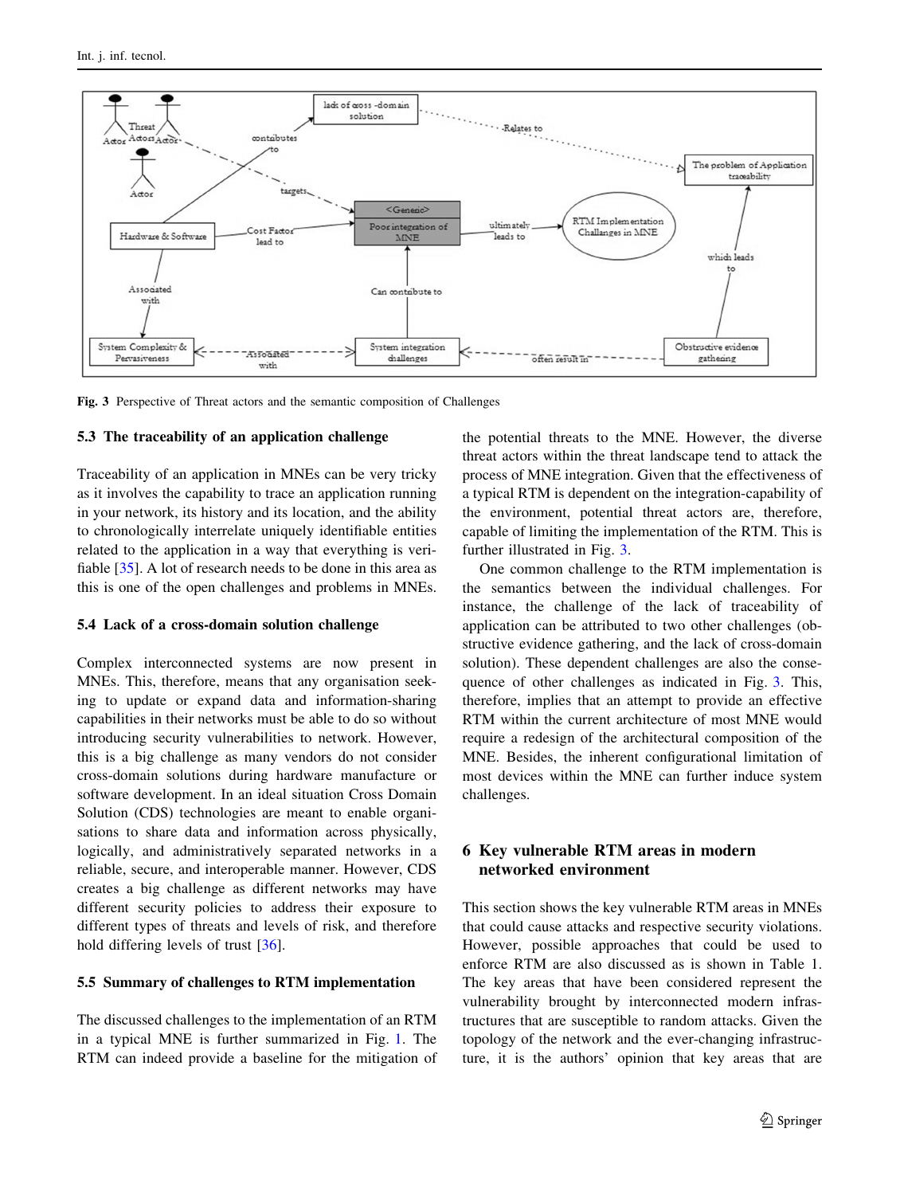Threat Actors

Actor

Actor

Actor

lack of cross-domain solution

contributes to

targets

Relates to

The problem of Application traceability

<Generic>

Poor integration of MNE

Hardware & Software

Cost Factor lead to

ultimately leads to

RTM Implementation Challanges in MNE

which leads to

Associated with

Can contribute to

System Complexity & Pervasiveness

Associated with

System integration challenges

often result in

Obstructive evidence gathering

**Fig. 3** Perspective of Threat actors and the semantic composition of Challenges

### 5.3 The traceability of an application challenge

Traceability of an application in MNEs can be very tricky as it involves the capability to trace an application running in your network, its history and its location, and the ability to chronologically interrelate uniquely identifiable entities related to the application in a way that everything is verifiable [35]. A lot of research needs to be done in this area as this is one of the open challenges and problems in MNEs.

### 5.4 Lack of a cross-domain solution challenge

Complex interconnected systems are now present in MNEs. This, therefore, means that any organisation seeking to update or expand data and information-sharing capabilities in their networks must be able to do so without introducing security vulnerabilities to network. However, this is a big challenge as many vendors do not consider cross-domain solutions during hardware manufacture or software development. In an ideal situation Cross Domain Solution (CDS) technologies are meant to enable organisations to share data and information across physically, logically, and administratively separated networks in a reliable, secure, and interoperable manner. However, CDS creates a big challenge as different networks may have different security policies to address their exposure to different types of threats and levels of risk, and therefore hold differing levels of trust [36].

### 5.5 Summary of challenges to RTM implementation

The discussed challenges to the implementation of an RTM in a typical MNE is further summarized in Fig. 1. The RTM can indeed provide a baseline for the mitigation of the potential threats to the MNE. However, the diverse threat actors within the threat landscape tend to attack the process of MNE integration. Given that the effectiveness of a typical RTM is dependent on the integration-capability of the environment, potential threat actors are, therefore, capable of limiting the implementation of the RTM. This is further illustrated in Fig. 3.

One common challenge to the RTM implementation is the semantics between the individual challenges. For instance, the challenge of the lack of traceability of application can be attributed to two other challenges (obstructive evidence gathering, and the lack of cross-domain solution). These dependent challenges are also the consequence of other challenges as indicated in Fig. 3. This, therefore, implies that an attempt to provide an effective RTM within the current architecture of most MNE would require a redesign of the architectural composition of the MNE. Besides, the inherent configurational limitation of most devices within the MNE can further induce system challenges.

## 6 Key vulnerable RTM areas in modern networked environment

This section shows the key vulnerable RTM areas in MNEs that could cause attacks and respective security violations. However, possible approaches that could be used to enforce RTM are also discussed as is shown in Table 1. The key areas that have been considered represent the vulnerability brought by interconnected modern infrastructures that are susceptible to random attacks. Given the topology of the network and the ever-changing infrastructure, it is the authors' opinion that key areas that are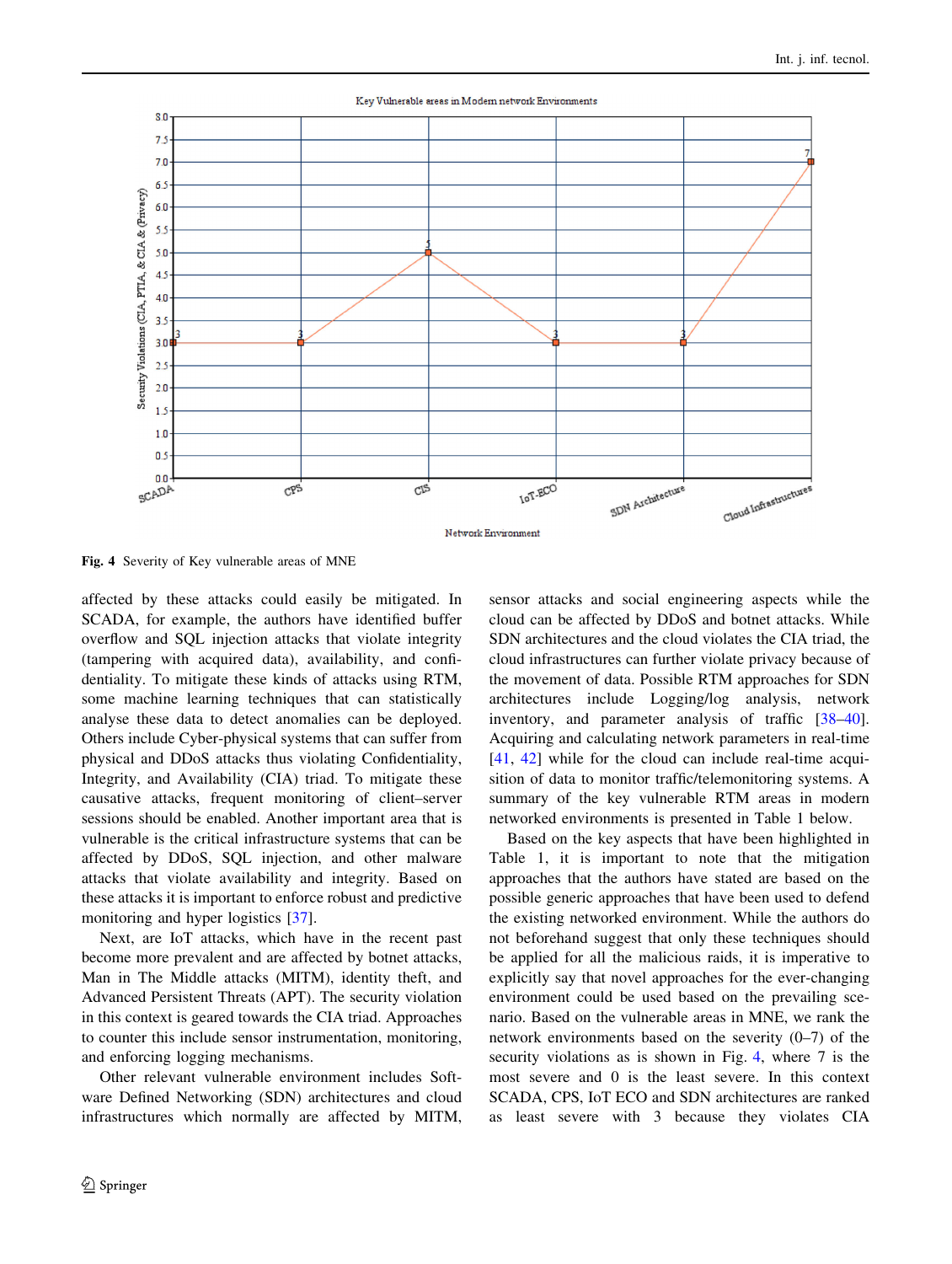Fig. 4 Severity of Key vulnerable areas of MNE

affected by these attacks could easily be mitigated. In SCADA, for example, the authors have identified buffer overflow and SQL injection attacks that violate integrity (tampering with acquired data), availability, and confidentiality. To mitigate these kinds of attacks using RTM, some machine learning techniques that can statistically analyse these data to detect anomalies can be deployed. Others include Cyber-physical systems that can suffer from physical and DDoS attacks thus violating Confidentiality, Integrity, and Availability (CIA) triad. To mitigate these causative attacks, frequent monitoring of client–server sessions should be enabled. Another important area that is vulnerable is the critical infrastructure systems that can be affected by DDoS, SQL injection, and other malware attacks that violate availability and integrity. Based on these attacks it is important to enforce robust and predictive monitoring and hyper logistics [37].

Next, are IoT attacks, which have in the recent past become more prevalent and are affected by botnet attacks, Man in The Middle attacks (MITM), identity theft, and Advanced Persistent Threats (APT). The security violation in this context is geared towards the CIA triad. Approaches to counter this include sensor instrumentation, monitoring, and enforcing logging mechanisms.

Other relevant vulnerable environment includes Software Defined Networking (SDN) architectures and cloud infrastructures which normally are affected by MITM, sensor attacks and social engineering aspects while the cloud can be affected by DDoS and botnet attacks. While SDN architectures and the cloud violates the CIA triad, the cloud infrastructures can further violate privacy because of the movement of data. Possible RTM approaches for SDN architectures include Logging/log analysis, network inventory, and parameter analysis of traffic [38–40]. Acquiring and calculating network parameters in real-time [41, 42] while for the cloud can include real-time acquisition of data to monitor traffic/telemonitoring systems. A summary of the key vulnerable RTM areas in modern networked environments is presented in Table 1 below.

Based on the key aspects that have been highlighted in Table 1, it is important to note that the mitigation approaches that the authors have stated are based on the possible generic approaches that have been used to defend the existing networked environment. While the authors do not beforehand suggest that only these techniques should be applied for all the malicious raids, it is imperative to explicitly say that novel approaches for the ever-changing environment could be used based on the prevailing scenario. Based on the vulnerable areas in MNE, we rank the network environments based on the severity (0–7) of the security violations as is shown in Fig. 4, where 7 is the most severe and 0 is the least severe. In this context SCADA, CPS, IoT ECO and SDN architectures are ranked as least severe with 3 because they violates CIA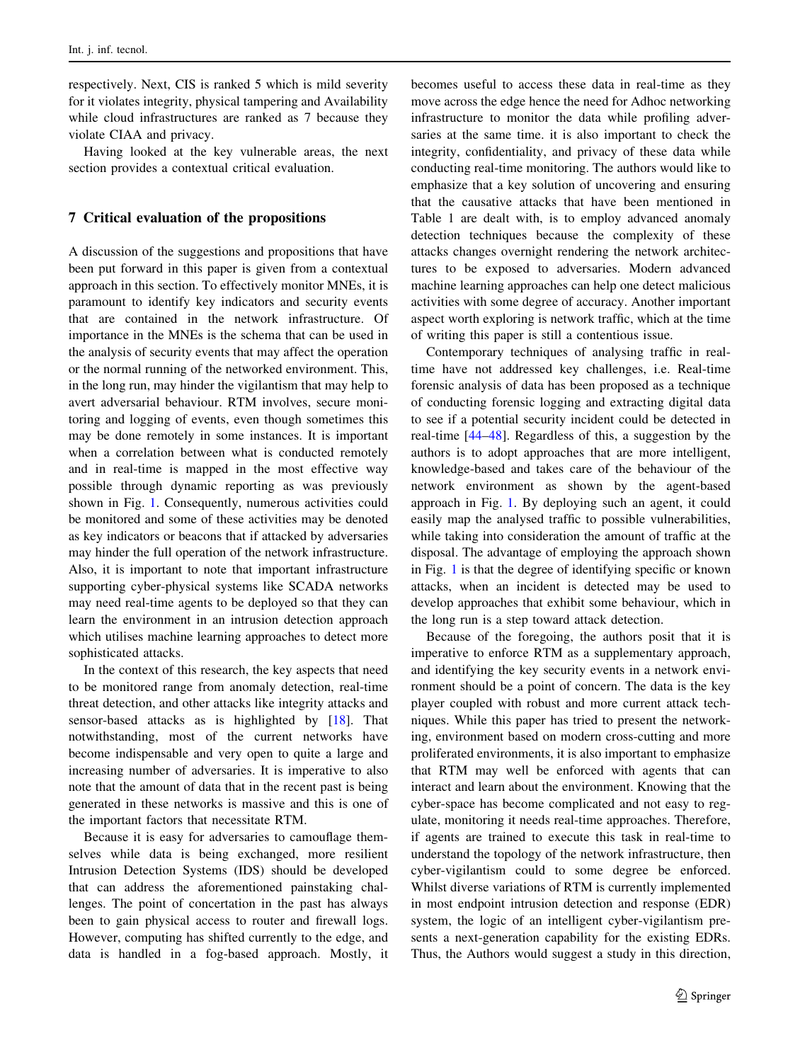respectively. Next, CIS is ranked 5 which is mild severity for it violates integrity, physical tampering and Availability while cloud infrastructures are ranked as 7 because they violate CIAA and privacy.

Having looked at the key vulnerable areas, the next section provides a contextual critical evaluation.

## 7 Critical evaluation of the propositions

A discussion of the suggestions and propositions that have been put forward in this paper is given from a contextual approach in this section. To effectively monitor MNEs, it is paramount to identify key indicators and security events that are contained in the network infrastructure. Of importance in the MNEs is the schema that can be used in the analysis of security events that may affect the operation or the normal running of the networked environment. This, in the long run, may hinder the vigilantism that may help to avert adversarial behaviour. RTM involves, secure monitoring and logging of events, even though sometimes this may be done remotely in some instances. It is important when a correlation between what is conducted remotely and in real-time is mapped in the most effective way possible through dynamic reporting as was previously shown in Fig. 1. Consequently, numerous activities could be monitored and some of these activities may be denoted as key indicators or beacons that if attacked by adversaries may hinder the full operation of the network infrastructure. Also, it is important to note that important infrastructure supporting cyber-physical systems like SCADA networks may need real-time agents to be deployed so that they can learn the environment in an intrusion detection approach which utilises machine learning approaches to detect more sophisticated attacks.

In the context of this research, the key aspects that need to be monitored range from anomaly detection, real-time threat detection, and other attacks like integrity attacks and sensor-based attacks as is highlighted by [18]. That notwithstanding, most of the current networks have become indispensable and very open to quite a large and increasing number of adversaries. It is imperative to also note that the amount of data that in the recent past is being generated in these networks is massive and this is one of the important factors that necessitate RTM.

Because it is easy for adversaries to camouflage themselves while data is being exchanged, more resilient Intrusion Detection Systems (IDS) should be developed that can address the aforementioned painstaking challenges. The point of concertation in the past has always been to gain physical access to router and firewall logs. However, computing has shifted currently to the edge, and data is handled in a fog-based approach. Mostly, it becomes useful to access these data in real-time as they move across the edge hence the need for Adhoc networking infrastructure to monitor the data while profiling adversaries at the same time. it is also important to check the integrity, confidentiality, and privacy of these data while conducting real-time monitoring. The authors would like to emphasize that a key solution of uncovering and ensuring that the causative attacks that have been mentioned in Table 1 are dealt with, is to employ advanced anomaly detection techniques because the complexity of these attacks changes overnight rendering the network architectures to be exposed to adversaries. Modern advanced machine learning approaches can help one detect malicious activities with some degree of accuracy. Another important aspect worth exploring is network traffic, which at the time of writing this paper is still a contentious issue.

Contemporary techniques of analysing traffic in real-time have not addressed key challenges, i.e. Real-time forensic analysis of data has been proposed as a technique of conducting forensic logging and extracting digital data to see if a potential security incident could be detected in real-time [44–48]. Regardless of this, a suggestion by the authors is to adopt approaches that are more intelligent, knowledge-based and takes care of the behaviour of the network environment as shown by the agent-based approach in Fig. 1. By deploying such an agent, it could easily map the analysed traffic to possible vulnerabilities, while taking into consideration the amount of traffic at the disposal. The advantage of employing the approach shown in Fig. 1 is that the degree of identifying specific or known attacks, when an incident is detected may be used to develop approaches that exhibit some behaviour, which in the long run is a step toward attack detection.

Because of the foregoing, the authors posit that it is imperative to enforce RTM as a supplementary approach, and identifying the key security events in a network environment should be a point of concern. The data is the key player coupled with robust and more current attack techniques. While this paper has tried to present the networking, environment based on modern cross-cutting and more proliferated environments, it is also important to emphasize that RTM may well be enforced with agents that can interact and learn about the environment. Knowing that the cyber-space has become complicated and not easy to regulate, monitoring it needs real-time approaches. Therefore, if agents are trained to execute this task in real-time to understand the topology of the network infrastructure, then cyber-vigilantism could to some degree be enforced. Whilst diverse variations of RTM is currently implemented in most endpoint intrusion detection and response (EDR) system, the logic of an intelligent cyber-vigilantism presents a next-generation capability for the existing EDRs. Thus, the Authors would suggest a study in this direction,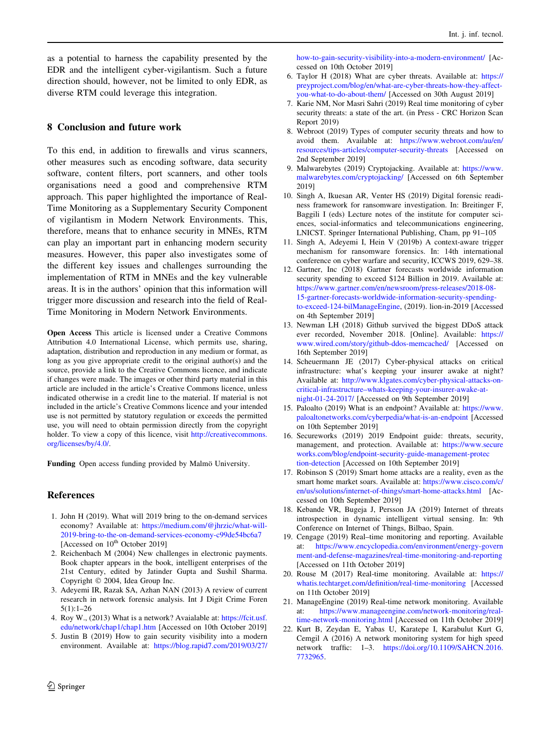as a potential to harness the capability presented by the EDR and the intelligent cyber-vigilantism. Such a future direction should, however, not be limited to only EDR, as diverse RTM could leverage this integration.

## 8 Conclusion and future work

To this end, in addition to firewalls and virus scanners, other measures such as encoding software, data security software, content filters, port scanners, and other tools organisations need a good and comprehensive RTM approach. This paper highlighted the importance of Real-Time Monitoring as a Supplementary Security Component of vigilantism in Modern Network Environments. This, therefore, means that to enhance security in MNEs, RTM can play an important part in enhancing modern security measures. However, this paper also investigates some of the different key issues and challenges surrounding the implementation of RTM in MNEs and the key vulnerable areas. It is in the authors' opinion that this information will trigger more discussion and research into the field of Real-Time Monitoring in Modern Network Environments.

**Open Access** This article is licensed under a Creative Commons Attribution 4.0 International License, which permits use, sharing, adaptation, distribution and reproduction in any medium or format, as long as you give appropriate credit to the original author(s) and the source, provide a link to the Creative Commons licence, and indicate if changes were made. The images or other third party material in this article are included in the article's Creative Commons licence, unless indicated otherwise in a credit line to the material. If material is not included in the article's Creative Commons licence and your intended use is not permitted by statutory regulation or exceeds the permitted use, you will need to obtain permission directly from the copyright holder. To view a copy of this licence, visit http://creativecommons.org/licenses/by/4.0/.

**Funding** Open access funding provided by Malmö University.

## References

1. John H (2019). What will 2019 bring to the on-demand services economy? Available at: https://medium.com/@jhrzic/what-will-2019-bring-to-the-on-demand-services-economy-c99de54bc6a7 [Accessed on 10th October 2019]
2. Reichenbach M (2004) New challenges in electronic payments. Book chapter appears in the book, intelligent enterprises of the 21st Century, edited by Jatinder Gupta and Sushil Sharma. Copyright © 2004, Idea Group Inc.
3. Adeyemi IR, Razak SA, Azhan NAN (2013) A review of current research in network forensic analysis. Int J Digit Crime Foren 5(1):1–26
4. Roy W., (2013) What is a network? Avaialable at: https://fcit.usf.edu/network/chap1/chap1.htm [Accessed on 10th October 2019]
5. Justin B (2019) How to gain security visibility into a modern environment. Available at: https://blog.rapid7.com/2019/03/27/how-to-gain-security-visibility-into-a-modern-environment/ [Accessed on 10th October 2019]
6. Taylor H (2018) What are cyber threats. Available at: https://preyproject.com/blog/en/what-are-cyber-threats-how-they-affect-you-what-to-do-about-them/ [Accessed on 30th August 2019]
7. Karie NM, Nor Masri Sahri (2019) Real time monitoring of cyber security threats: a state of the art. (in Press - CRC Horizon Scan Report 2019)
8. Webroot (2019) Types of computer security threats and how to avoid them. Available at: https://www.webroot.com/au/en/resources/tips-articles/computer-security-threats [Accessed on 2nd September 2019]
9. Malwarebytes (2019) Cryptojacking. Available at: https://www.malwarebytes.com/cryptojacking/ [Accessed on 6th September 2019]
10. Singh A, Ikuesan AR, Venter HS (2019) Digital forensic readiness framework for ransomware investigation. In: Breitinger F, Baggili I (eds) Lecture notes of the institute for computer sciences, social-informatics and telecommunications engineering, LNICST. Springer International Publishing, Cham, pp 91–105
11. Singh A, Adeyemi I, Hein V (2019b) A context-aware trigger mechanism for ransomware forensics. In: 14th international conference on cyber warfare and security, ICCWS 2019, 629–38.
12. Gartner, Inc (2018) Gartner forecasts worldwide information security spending to exceed $124 Billion in 2019. Available at: https://www.gartner.com/en/newsroom/press-releases/2018-08-15-gartner-forecasts-worldwide-information-security-spending-to-exceed-124-bilManageEngine, (2019). lion-in-2019 [Accessed on 4th September 2019]
13. Newman LH (2018) Github survived the biggest DDoS attack ever recorded, November 2018. [Online]. Available: https://www.wired.com/story/github-ddos-memcached/ [Accessed on 16th September 2019]
14. Scheuermann JE (2017) Cyber-physical attacks on critical infrastructure: what's keeping your insurer awake at night? Available at: http://www.klgates.com/cyber-physical-attacks-on-critical-infrastructure–whats-keeping-your-insurer-awake-at-night-01-24-2017/ [Accessed on 9th September 2019]
15. Paloalto (2019) What is an endpoint? Available at: https://www.paloaltonetworks.com/cyberpedia/what-is-an-endpoint [Accessed on 10th September 2019]
16. Secureworks (2019) 2019 Endpoint guide: threats, security, management, and protection. Available at: https://www.secureworks.com/blog/endpoint-security-guide-management-protection-detection [Accessed on 10th September 2019]
17. Robinson S (2019) Smart home attacks are a reality, even as the smart home market soars. Available at: https://www.cisco.com/c/en/us/solutions/internet-of-things/smart-home-attacks.html [Accessed on 10th September 2019]
18. Kebande VR, Bugeja J, Persson JA (2019) Internet of threats introspection in dynamic intelligent virtual sensing. In: 9th Conference on Internet of Things, Bilbao, Spain.
19. Cengage (2019) Real–time monitoring and reporting. Available at: https://www.encyclopedia.com/environment/energy-government-and-defense-magazines/real-time-monitoring-and-reporting [Accessed on 11th October 2019]
20. Rouse M (2017) Real-time monitoring. Available at: https://whatis.techtarget.com/definition/real-time-monitoring [Accessed on 11th October 2019]
21. ManageEngine (2019) Real-time network monitoring. Available at: https://www.manageengine.com/network-monitoring/real-time-network-monitoring.html [Accessed on 11th October 2019]
22. Kurt B, Zeydan E, Yabas U, Karatepe I, Karabulut Kurt G, Cemgil A (2016) A network monitoring system for high speed network traffic: 1–3. https://doi.org/10.1109/SAHCN.2016.7732965.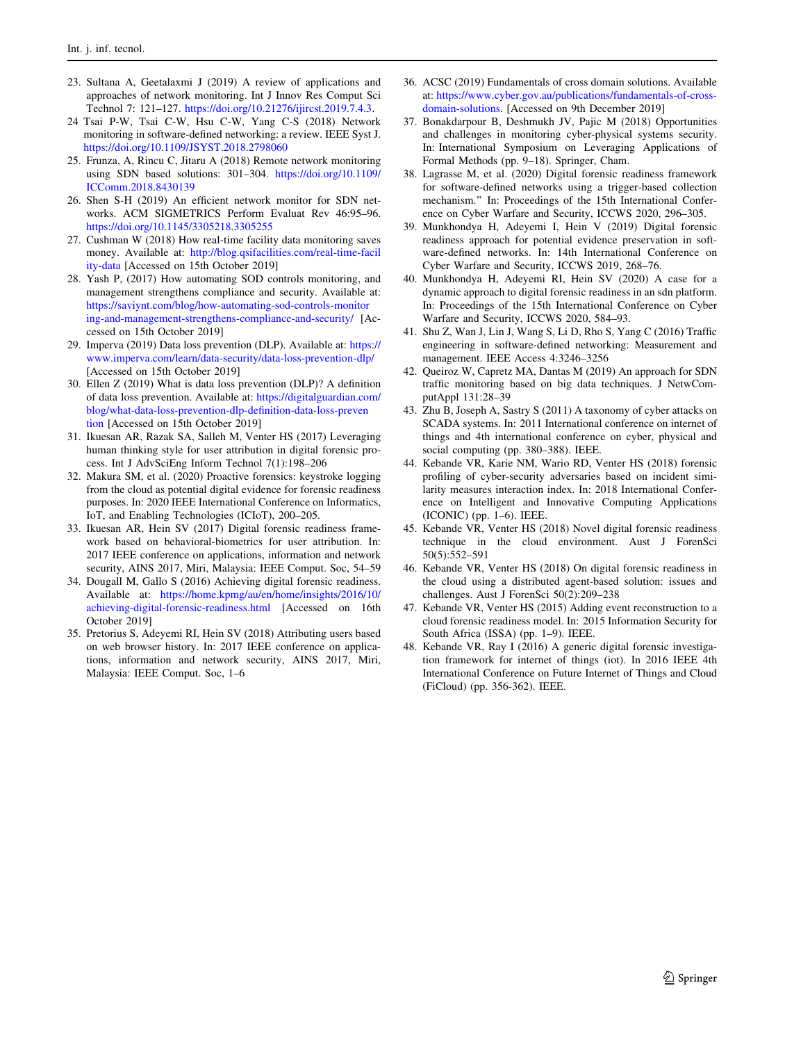23. Sultana A, Geetalaxmi J (2019) A review of applications and approaches of network monitoring. Int J Innov Res Comput Sci Technol 7: 121–127. https://doi.org/10.21276/ijircst.2019.7.4.3.
24 Tsai P-W, Tsai C-W, Hsu C-W, Yang C-S (2018) Network monitoring in software-defined networking: a review. IEEE Syst J. https://doi.org/10.1109/JSYST.2018.2798060
25. Frunza, A, Rincu C, Jitaru A (2018) Remote network monitoring using SDN based solutions: 301–304. https://doi.org/10.1109/ICComm.2018.8430139
26. Shen S-H (2019) An efficient network monitor for SDN networks. ACM SIGMETRICS Perform Evaluat Rev 46:95–96. https://doi.org/10.1145/3305218.3305255
27. Cushman W (2018) How real-time facility data monitoring saves money. Available at: http://blog.qsifacilities.com/real-time-facility-data [Accessed on 15th October 2019]
28. Yash P, (2017) How automating SOD controls monitoring, and management strengthens compliance and security. Available at: https://saviynt.com/blog/how-automating-sod-controls-monitoring-and-management-strengthens-compliance-and-security/ [Accessed on 15th October 2019]
29. Imperva (2019) Data loss prevention (DLP). Available at: https://www.imperva.com/learn/data-security/data-loss-prevention-dlp/ [Accessed on 15th October 2019]
30. Ellen Z (2019) What is data loss prevention (DLP)? A definition of data loss prevention. Available at: https://digitalguardian.com/blog/what-data-loss-prevention-dlp-definition-data-loss-prevention [Accessed on 15th October 2019]
31. Ikuesan AR, Razak SA, Salleh M, Venter HS (2017) Leveraging human thinking style for user attribution in digital forensic process. Int J AdvSciEng Inform Technol 7(1):198–206
32. Makura SM, et al. (2020) Proactive forensics: keystroke logging from the cloud as potential digital evidence for forensic readiness purposes. In: 2020 IEEE International Conference on Informatics, IoT, and Enabling Technologies (ICIoT), 200–205.
33. Ikuesan AR, Hein SV (2017) Digital forensic readiness framework based on behavioral-biometrics for user attribution. In: 2017 IEEE conference on applications, information and network security, AINS 2017, Miri, Malaysia: IEEE Comput. Soc, 54–59
34. Dougall M, Gallo S (2016) Achieving digital forensic readiness. Available at: https://home.kpmg/au/en/home/insights/2016/10/achieving-digital-forensic-readiness.html [Accessed on 16th October 2019]
35. Pretorius S, Adeyemi RI, Hein SV (2018) Attributing users based on web browser history. In: 2017 IEEE conference on applications, information and network security, AINS 2017, Miri, Malaysia: IEEE Comput. Soc, 1–6
36. ACSC (2019) Fundamentals of cross domain solutions. Available at: https://www.cyber.gov.au/publications/fundamentals-of-cross-domain-solutions. [Accessed on 9th December 2019]
37. Bonakdarpour B, Deshmukh JV, Pajic M (2018) Opportunities and challenges in monitoring cyber-physical systems security. In: International Symposium on Leveraging Applications of Formal Methods (pp. 9–18). Springer, Cham.
38. Lagrasse M, et al. (2020) Digital forensic readiness framework for software-defined networks using a trigger-based collection mechanism." In: Proceedings of the 15th International Conference on Cyber Warfare and Security, ICCWS 2020, 296–305.
39. Munkhondya H, Adeyemi I, Hein V (2019) Digital forensic readiness approach for potential evidence preservation in software-defined networks. In: 14th International Conference on Cyber Warfare and Security, ICCWS 2019, 268–76.
40. Munkhondya H, Adeyemi RI, Hein SV (2020) A case for a dynamic approach to digital forensic readiness in an sdn platform. In: Proceedings of the 15th International Conference on Cyber Warfare and Security, ICCWS 2020, 584–93.
41. Shu Z, Wan J, Lin J, Wang S, Li D, Rho S, Yang C (2016) Traffic engineering in software-defined networking: Measurement and management. IEEE Access 4:3246–3256
42. Queiroz W, Capretz MA, Dantas M (2019) An approach for SDN traffic monitoring based on big data techniques. J NetwComputAppl 131:28–39
43. Zhu B, Joseph A, Sastry S (2011) A taxonomy of cyber attacks on SCADA systems. In: 2011 International conference on internet of things and 4th international conference on cyber, physical and social computing (pp. 380–388). IEEE.
44. Kebande VR, Karie NM, Wario RD, Venter HS (2018) forensic profiling of cyber-security adversaries based on incident similarity measures interaction index. In: 2018 International Conference on Intelligent and Innovative Computing Applications (ICONIC) (pp. 1–6). IEEE.
45. Kebande VR, Venter HS (2018) Novel digital forensic readiness technique in the cloud environment. Aust J ForenSci 50(5):552–591
46. Kebande VR, Venter HS (2018) On digital forensic readiness in the cloud using a distributed agent-based solution: issues and challenges. Aust J ForenSci 50(2):209–238
47. Kebande VR, Venter HS (2015) Adding event reconstruction to a cloud forensic readiness model. In: 2015 Information Security for South Africa (ISSA) (pp. 1–9). IEEE.
48. Kebande VR, Ray I (2016) A generic digital forensic investigation framework for internet of things (iot). In 2016 IEEE 4th International Conference on Future Internet of Things and Cloud (FiCloud) (pp. 356-362). IEEE.